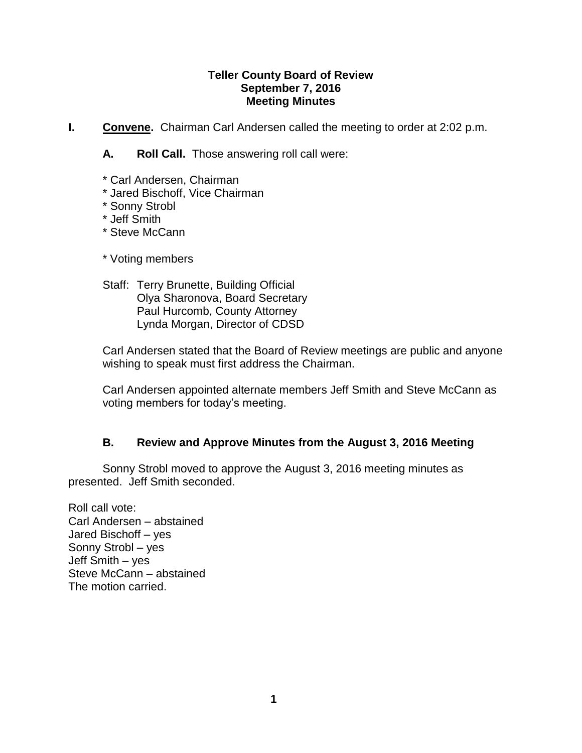**Teller County Board of Review**
**September 7, 2016**
**Meeting Minutes**

**I. Convene.** Chairman Carl Andersen called the meeting to order at 2:02 p.m.

**A. Roll Call.** Those answering roll call were:

* Carl Andersen, Chairman
* Jared Bischoff, Vice Chairman
* Sonny Strobl
* Jeff Smith
* Steve McCann

\* Voting members

Staff: Terry Brunette, Building Official
Olya Sharonova, Board Secretary
Paul Hurcomb, County Attorney
Lynda Morgan, Director of CDSD

Carl Andersen stated that the Board of Review meetings are public and anyone wishing to speak must first address the Chairman.

Carl Andersen appointed alternate members Jeff Smith and Steve McCann as voting members for today's meeting.

**B. Review and Approve Minutes from the August 3, 2016 Meeting**

Sonny Strobl moved to approve the August 3, 2016 meeting minutes as presented. Jeff Smith seconded.

Roll call vote:
Carl Andersen – abstained
Jared Bischoff – yes
Sonny Strobl – yes
Jeff Smith – yes
Steve McCann – abstained
The motion carried.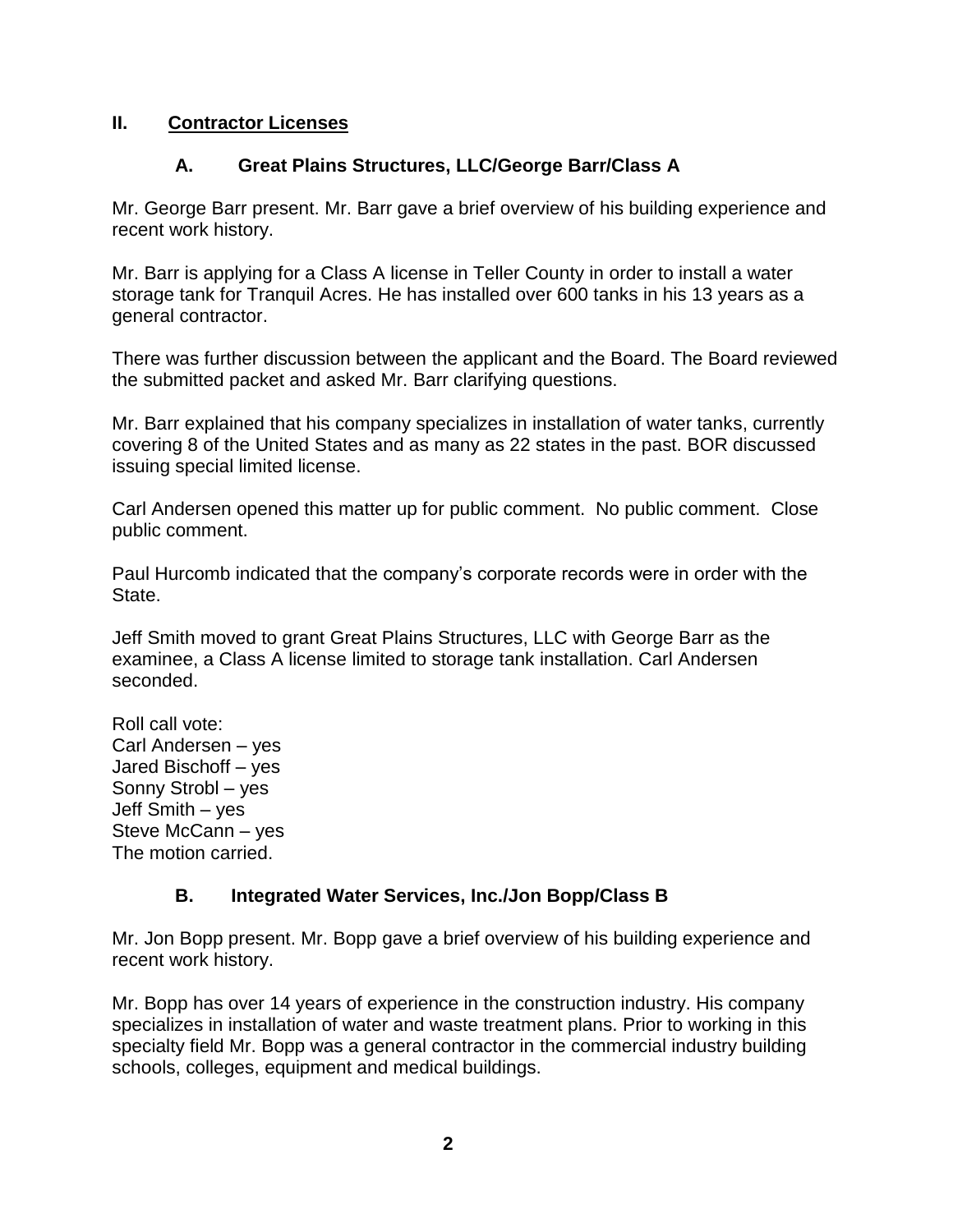## II. Contractor Licenses

### A. Great Plains Structures, LLC/George Barr/Class A

Mr. George Barr present. Mr. Barr gave a brief overview of his building experience and recent work history.

Mr. Barr is applying for a Class A license in Teller County in order to install a water storage tank for Tranquil Acres. He has installed over 600 tanks in his 13 years as a general contractor.

There was further discussion between the applicant and the Board. The Board reviewed the submitted packet and asked Mr. Barr clarifying questions.

Mr. Barr explained that his company specializes in installation of water tanks, currently covering 8 of the United States and as many as 22 states in the past. BOR discussed issuing special limited license.

Carl Andersen opened this matter up for public comment. No public comment. Close public comment.

Paul Hurcomb indicated that the company's corporate records were in order with the State.

Jeff Smith moved to grant Great Plains Structures, LLC with George Barr as the examinee, a Class A license limited to storage tank installation. Carl Andersen seconded.

Roll call vote:
Carl Andersen – yes
Jared Bischoff – yes
Sonny Strobl – yes
Jeff Smith – yes
Steve McCann – yes
The motion carried.

### B. Integrated Water Services, Inc./Jon Bopp/Class B

Mr. Jon Bopp present. Mr. Bopp gave a brief overview of his building experience and recent work history.

Mr. Bopp has over 14 years of experience in the construction industry. His company specializes in installation of water and waste treatment plans. Prior to working in this specialty field Mr. Bopp was a general contractor in the commercial industry building schools, colleges, equipment and medical buildings.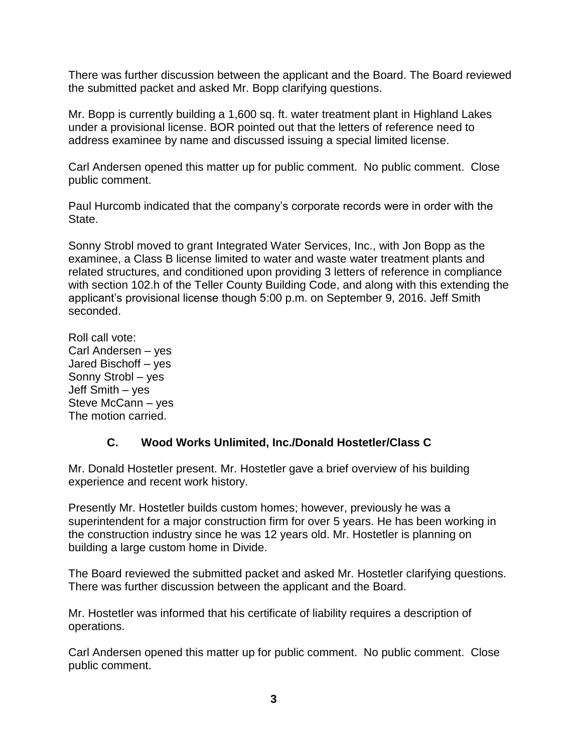There was further discussion between the applicant and the Board. The Board reviewed the submitted packet and asked Mr. Bopp clarifying questions.

Mr. Bopp is currently building a 1,600 sq. ft. water treatment plant in Highland Lakes under a provisional license. BOR pointed out that the letters of reference need to address examinee by name and discussed issuing a special limited license.

Carl Andersen opened this matter up for public comment. No public comment. Close public comment.

Paul Hurcomb indicated that the company's corporate records were in order with the State.

Sonny Strobl moved to grant Integrated Water Services, Inc., with Jon Bopp as the examinee, a Class B license limited to water and waste water treatment plants and related structures, and conditioned upon providing 3 letters of reference in compliance with section 102.h of the Teller County Building Code, and along with this extending the applicant's provisional license though 5:00 p.m. on September 9, 2016. Jeff Smith seconded.

Roll call vote:
Carl Andersen – yes
Jared Bischoff – yes
Sonny Strobl – yes
Jeff Smith – yes
Steve McCann – yes
The motion carried.

### C. Wood Works Unlimited, Inc./Donald Hostetler/Class C

Mr. Donald Hostetler present. Mr. Hostetler gave a brief overview of his building experience and recent work history.

Presently Mr. Hostetler builds custom homes; however, previously he was a superintendent for a major construction firm for over 5 years. He has been working in the construction industry since he was 12 years old. Mr. Hostetler is planning on building a large custom home in Divide.

The Board reviewed the submitted packet and asked Mr. Hostetler clarifying questions. There was further discussion between the applicant and the Board.

Mr. Hostetler was informed that his certificate of liability requires a description of operations.

Carl Andersen opened this matter up for public comment. No public comment. Close public comment.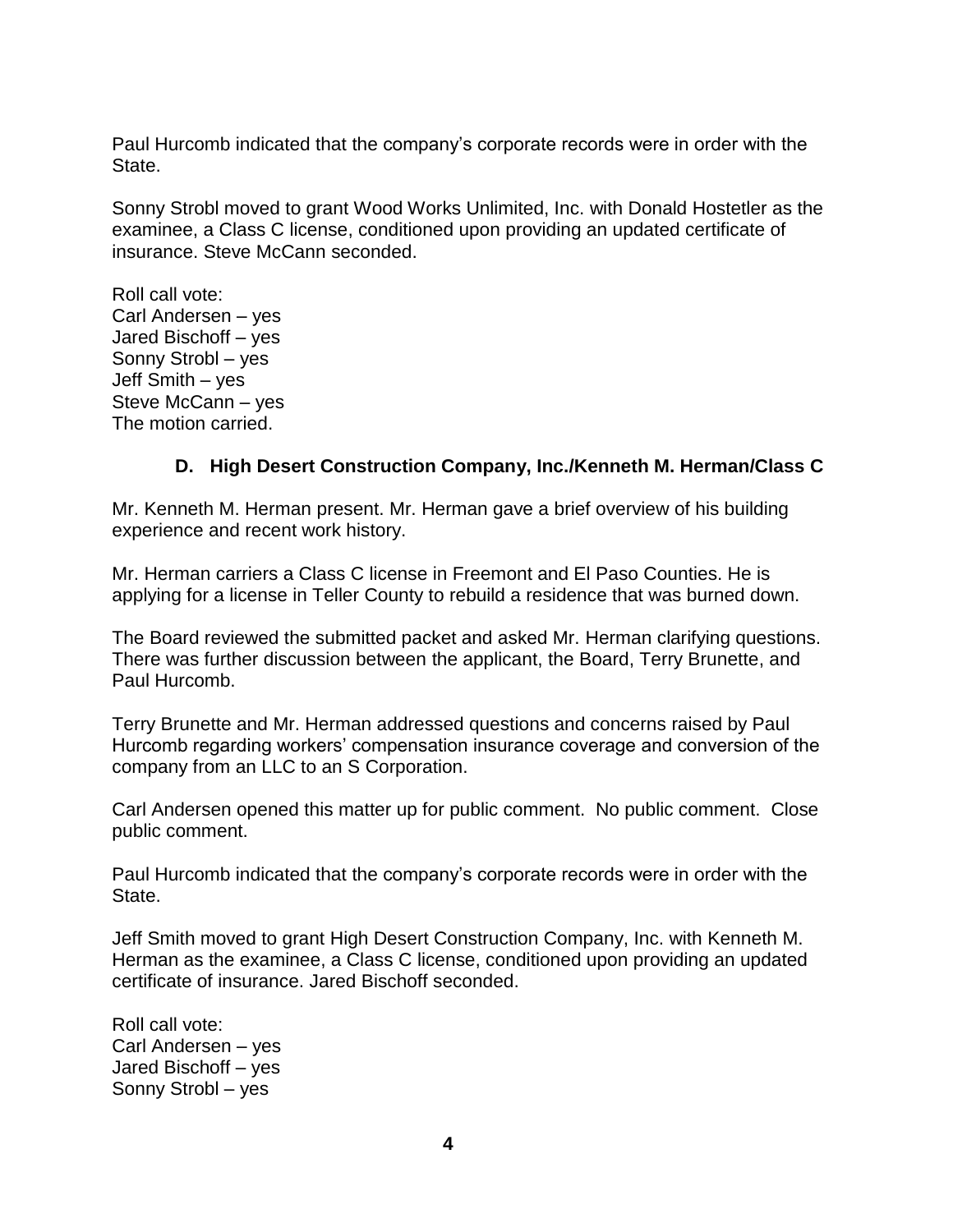Paul Hurcomb indicated that the company's corporate records were in order with the State.

Sonny Strobl moved to grant Wood Works Unlimited, Inc. with Donald Hostetler as the examinee, a Class C license, conditioned upon providing an updated certificate of insurance. Steve McCann seconded.

Roll call vote:
Carl Andersen – yes
Jared Bischoff – yes
Sonny Strobl – yes
Jeff Smith – yes
Steve McCann – yes
The motion carried.

### D. High Desert Construction Company, Inc./Kenneth M. Herman/Class C

Mr. Kenneth M. Herman present. Mr. Herman gave a brief overview of his building experience and recent work history.

Mr. Herman carriers a Class C license in Freemont and El Paso Counties. He is applying for a license in Teller County to rebuild a residence that was burned down.

The Board reviewed the submitted packet and asked Mr. Herman clarifying questions. There was further discussion between the applicant, the Board, Terry Brunette, and Paul Hurcomb.

Terry Brunette and Mr. Herman addressed questions and concerns raised by Paul Hurcomb regarding workers' compensation insurance coverage and conversion of the company from an LLC to an S Corporation.

Carl Andersen opened this matter up for public comment. No public comment. Close public comment.

Paul Hurcomb indicated that the company's corporate records were in order with the State.

Jeff Smith moved to grant High Desert Construction Company, Inc. with Kenneth M. Herman as the examinee, a Class C license, conditioned upon providing an updated certificate of insurance. Jared Bischoff seconded.

Roll call vote:
Carl Andersen – yes
Jared Bischoff – yes
Sonny Strobl – yes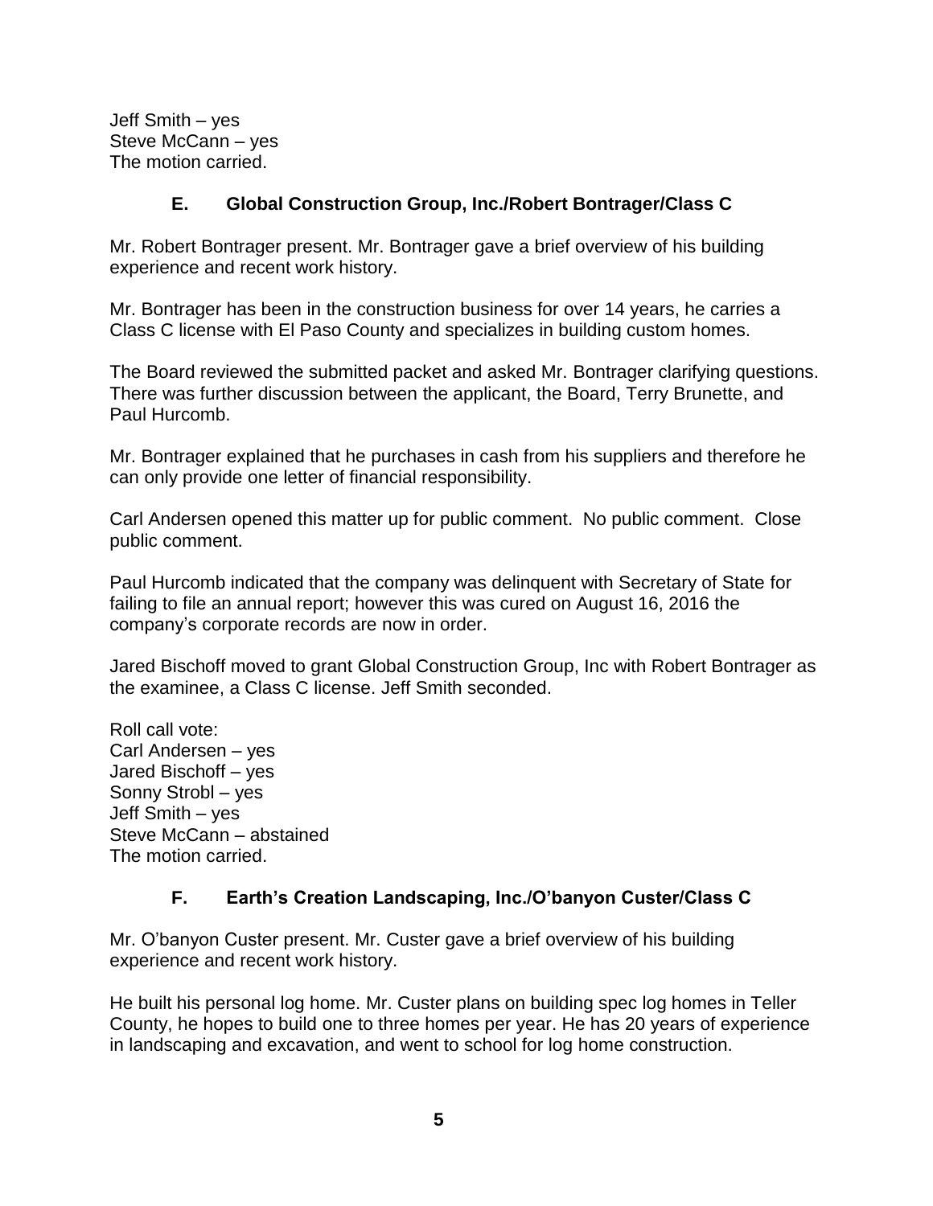Jeff Smith – yes
Steve McCann – yes
The motion carried.

### E. Global Construction Group, Inc./Robert Bontrager/Class C

Mr. Robert Bontrager present. Mr. Bontrager gave a brief overview of his building experience and recent work history.

Mr. Bontrager has been in the construction business for over 14 years, he carries a Class C license with El Paso County and specializes in building custom homes.

The Board reviewed the submitted packet and asked Mr. Bontrager clarifying questions. There was further discussion between the applicant, the Board, Terry Brunette, and Paul Hurcomb.

Mr. Bontrager explained that he purchases in cash from his suppliers and therefore he can only provide one letter of financial responsibility.

Carl Andersen opened this matter up for public comment. No public comment. Close public comment.

Paul Hurcomb indicated that the company was delinquent with Secretary of State for failing to file an annual report; however this was cured on August 16, 2016 the company's corporate records are now in order.

Jared Bischoff moved to grant Global Construction Group, Inc with Robert Bontrager as the examinee, a Class C license. Jeff Smith seconded.

Roll call vote:
Carl Andersen – yes
Jared Bischoff – yes
Sonny Strobl – yes
Jeff Smith – yes
Steve McCann – abstained
The motion carried.

### F. Earth's Creation Landscaping, Inc./O'banyon Custer/Class C

Mr. O'banyon Custer present. Mr. Custer gave a brief overview of his building experience and recent work history.

He built his personal log home. Mr. Custer plans on building spec log homes in Teller County, he hopes to build one to three homes per year. He has 20 years of experience in landscaping and excavation, and went to school for log home construction.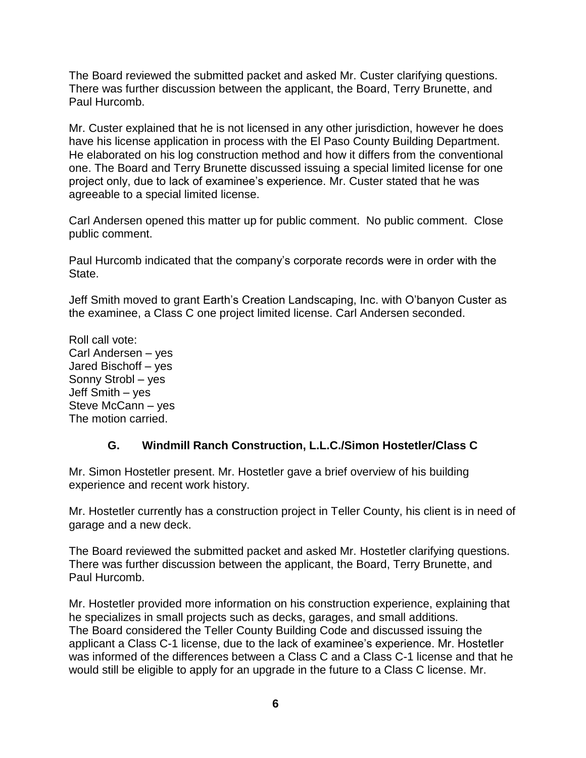The Board reviewed the submitted packet and asked Mr. Custer clarifying questions. There was further discussion between the applicant, the Board, Terry Brunette, and Paul Hurcomb.

Mr. Custer explained that he is not licensed in any other jurisdiction, however he does have his license application in process with the El Paso County Building Department. He elaborated on his log construction method and how it differs from the conventional one. The Board and Terry Brunette discussed issuing a special limited license for one project only, due to lack of examinee's experience. Mr. Custer stated that he was agreeable to a special limited license.

Carl Andersen opened this matter up for public comment. No public comment. Close public comment.

Paul Hurcomb indicated that the company's corporate records were in order with the State.

Jeff Smith moved to grant Earth's Creation Landscaping, Inc. with O'banyon Custer as the examinee, a Class C one project limited license. Carl Andersen seconded.

Roll call vote:
Carl Andersen – yes
Jared Bischoff – yes
Sonny Strobl – yes
Jeff Smith – yes
Steve McCann – yes
The motion carried.

### G. Windmill Ranch Construction, L.L.C./Simon Hostetler/Class C

Mr. Simon Hostetler present. Mr. Hostetler gave a brief overview of his building experience and recent work history.

Mr. Hostetler currently has a construction project in Teller County, his client is in need of garage and a new deck.

The Board reviewed the submitted packet and asked Mr. Hostetler clarifying questions. There was further discussion between the applicant, the Board, Terry Brunette, and Paul Hurcomb.

Mr. Hostetler provided more information on his construction experience, explaining that he specializes in small projects such as decks, garages, and small additions. The Board considered the Teller County Building Code and discussed issuing the applicant a Class C-1 license, due to the lack of examinee's experience. Mr. Hostetler was informed of the differences between a Class C and a Class C-1 license and that he would still be eligible to apply for an upgrade in the future to a Class C license. Mr.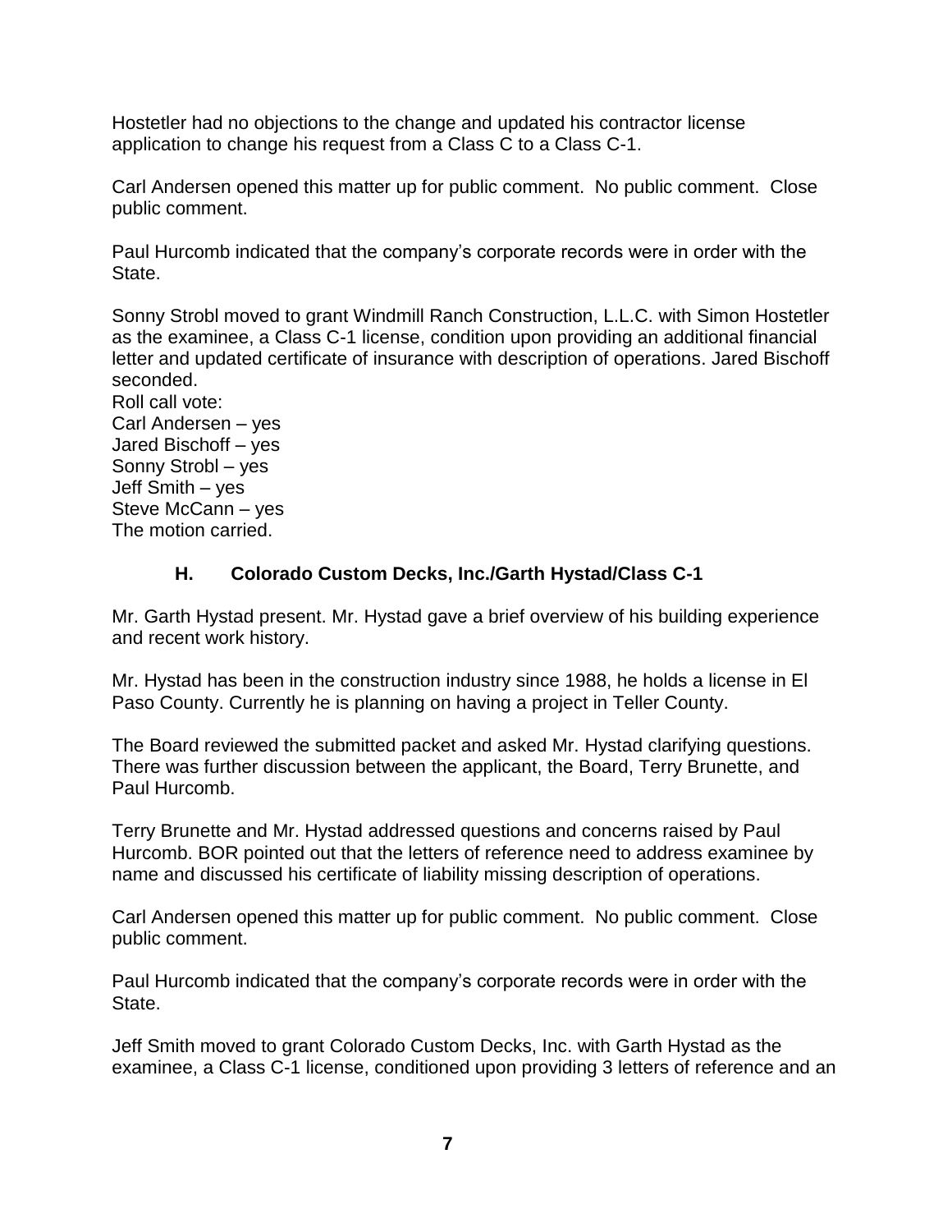Hostetler had no objections to the change and updated his contractor license application to change his request from a Class C to a Class C-1.

Carl Andersen opened this matter up for public comment. No public comment. Close public comment.

Paul Hurcomb indicated that the company's corporate records were in order with the State.

Sonny Strobl moved to grant Windmill Ranch Construction, L.L.C. with Simon Hostetler as the examinee, a Class C-1 license, condition upon providing an additional financial letter and updated certificate of insurance with description of operations. Jared Bischoff seconded.
Roll call vote:
Carl Andersen – yes
Jared Bischoff – yes
Sonny Strobl – yes
Jeff Smith – yes
Steve McCann – yes
The motion carried.

### H. Colorado Custom Decks, Inc./Garth Hystad/Class C-1

Mr. Garth Hystad present. Mr. Hystad gave a brief overview of his building experience and recent work history.

Mr. Hystad has been in the construction industry since 1988, he holds a license in El Paso County. Currently he is planning on having a project in Teller County.

The Board reviewed the submitted packet and asked Mr. Hystad clarifying questions. There was further discussion between the applicant, the Board, Terry Brunette, and Paul Hurcomb.

Terry Brunette and Mr. Hystad addressed questions and concerns raised by Paul Hurcomb. BOR pointed out that the letters of reference need to address examinee by name and discussed his certificate of liability missing description of operations.

Carl Andersen opened this matter up for public comment. No public comment. Close public comment.

Paul Hurcomb indicated that the company's corporate records were in order with the State.

Jeff Smith moved to grant Colorado Custom Decks, Inc. with Garth Hystad as the examinee, a Class C-1 license, conditioned upon providing 3 letters of reference and an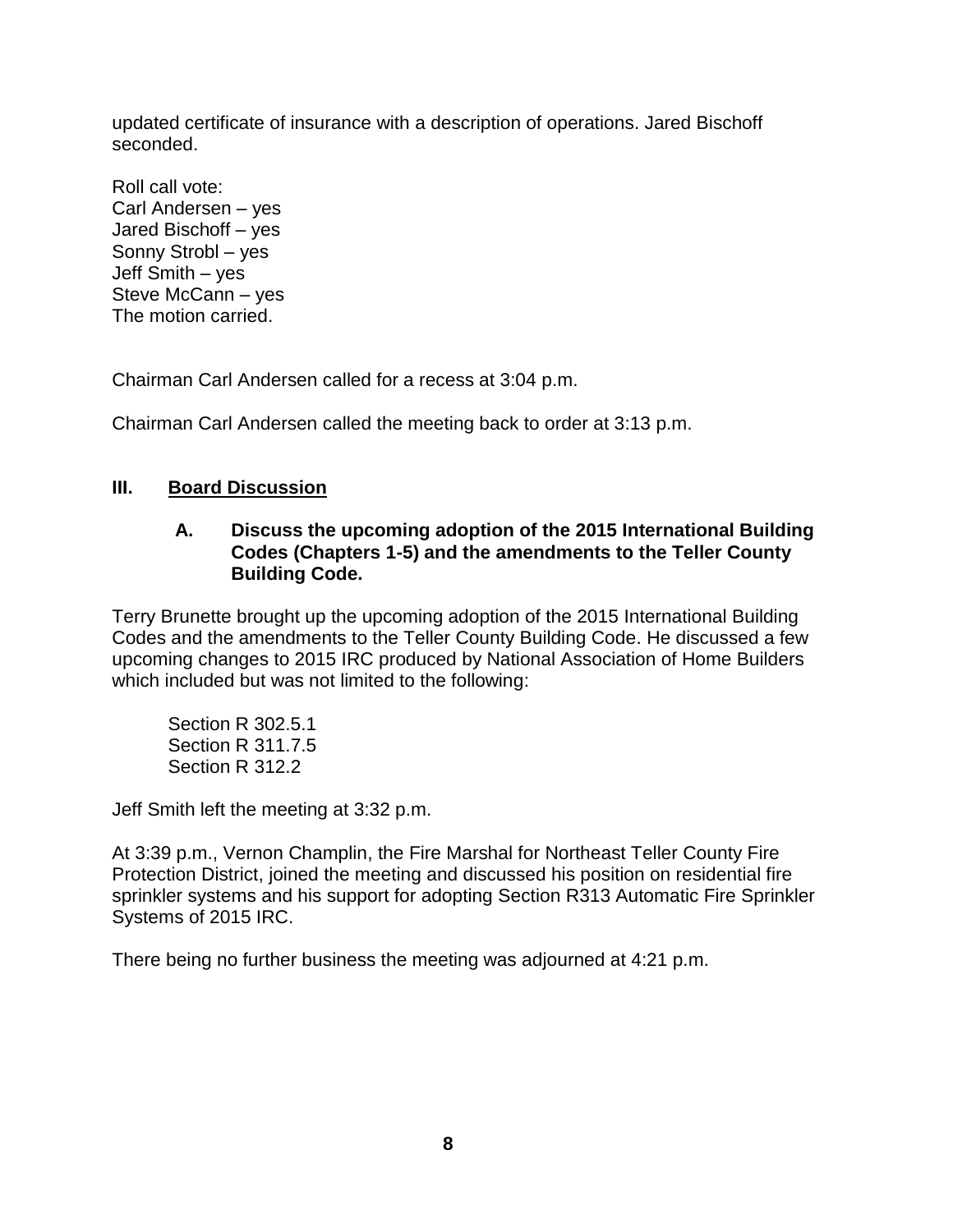updated certificate of insurance with a description of operations. Jared Bischoff seconded.

Roll call vote:
Carl Andersen – yes
Jared Bischoff – yes
Sonny Strobl – yes
Jeff Smith – yes
Steve McCann – yes
The motion carried.

Chairman Carl Andersen called for a recess at 3:04 p.m.

Chairman Carl Andersen called the meeting back to order at 3:13 p.m.

## III. Board Discussion

### A. Discuss the upcoming adoption of the 2015 International Building Codes (Chapters 1-5) and the amendments to the Teller County Building Code.

Terry Brunette brought up the upcoming adoption of the 2015 International Building Codes and the amendments to the Teller County Building Code. He discussed a few upcoming changes to 2015 IRC produced by National Association of Home Builders which included but was not limited to the following:

Section R 302.5.1
Section R 311.7.5
Section R 312.2

Jeff Smith left the meeting at 3:32 p.m.

At 3:39 p.m., Vernon Champlin, the Fire Marshal for Northeast Teller County Fire Protection District, joined the meeting and discussed his position on residential fire sprinkler systems and his support for adopting Section R313 Automatic Fire Sprinkler Systems of 2015 IRC.

There being no further business the meeting was adjourned at 4:21 p.m.